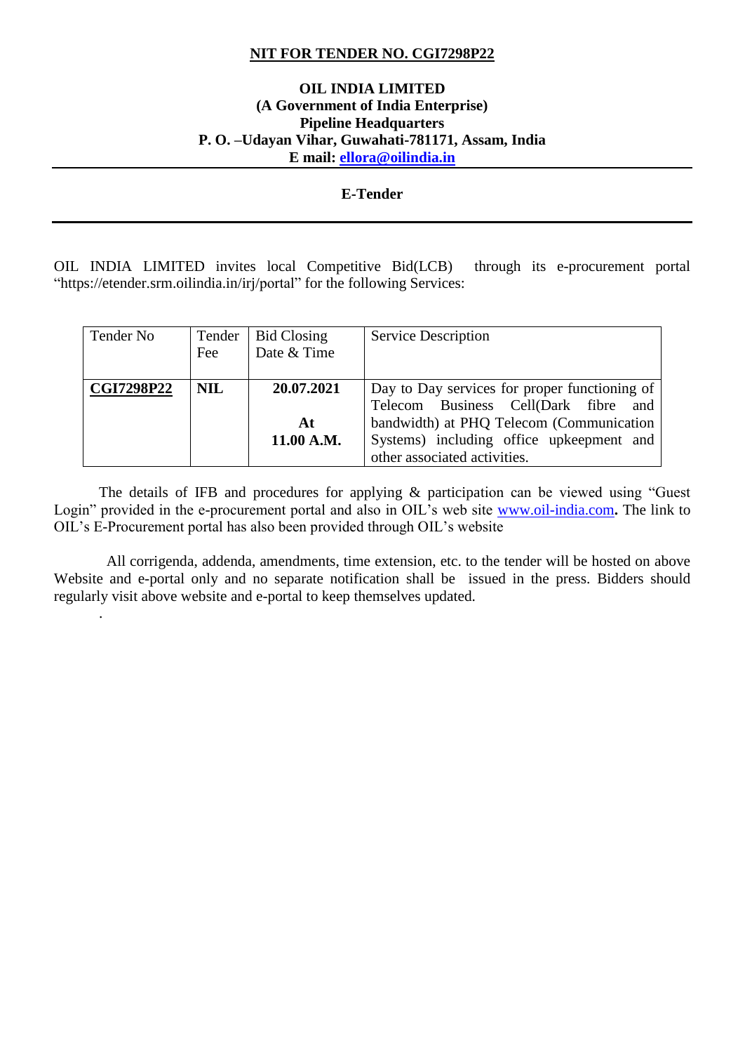**NIT FOR TENDER NO. CGI7298P22**

**OIL INDIA LIMITED**
**(A Government of India Enterprise)**
**Pipeline Headquarters**
**P. O. –Udayan Vihar, Guwahati-781171, Assam, India**
**E mail: ellora@oilindia.in**

---

**E-Tender**

---

OIL INDIA LIMITED invites local Competitive Bid(LCB) through its e-procurement portal "https://etender.srm.oilindia.in/irj/portal" for the following Services:

| Tender No | Tender Fee | Bid Closing Date & Time | Service Description |
|---|---|---|---|
| **CGI7298P22** | **NIL** | **20.07.2021** **At** **11.00 A.M.** | Day to Day services for proper functioning of Telecom Business Cell(Dark fibre and bandwidth) at PHQ Telecom (Communication Systems) including office upkeepment and other associated activities. |

The details of IFB and procedures for applying & participation can be viewed using "Guest Login" provided in the e-procurement portal and also in OIL's web site www.oil-india.com**.** The link to OIL's E-Procurement portal has also been provided through OIL's website

All corrigenda, addenda, amendments, time extension, etc. to the tender will be hosted on above Website and e-portal only and no separate notification shall be issued in the press. Bidders should regularly visit above website and e-portal to keep themselves updated.

.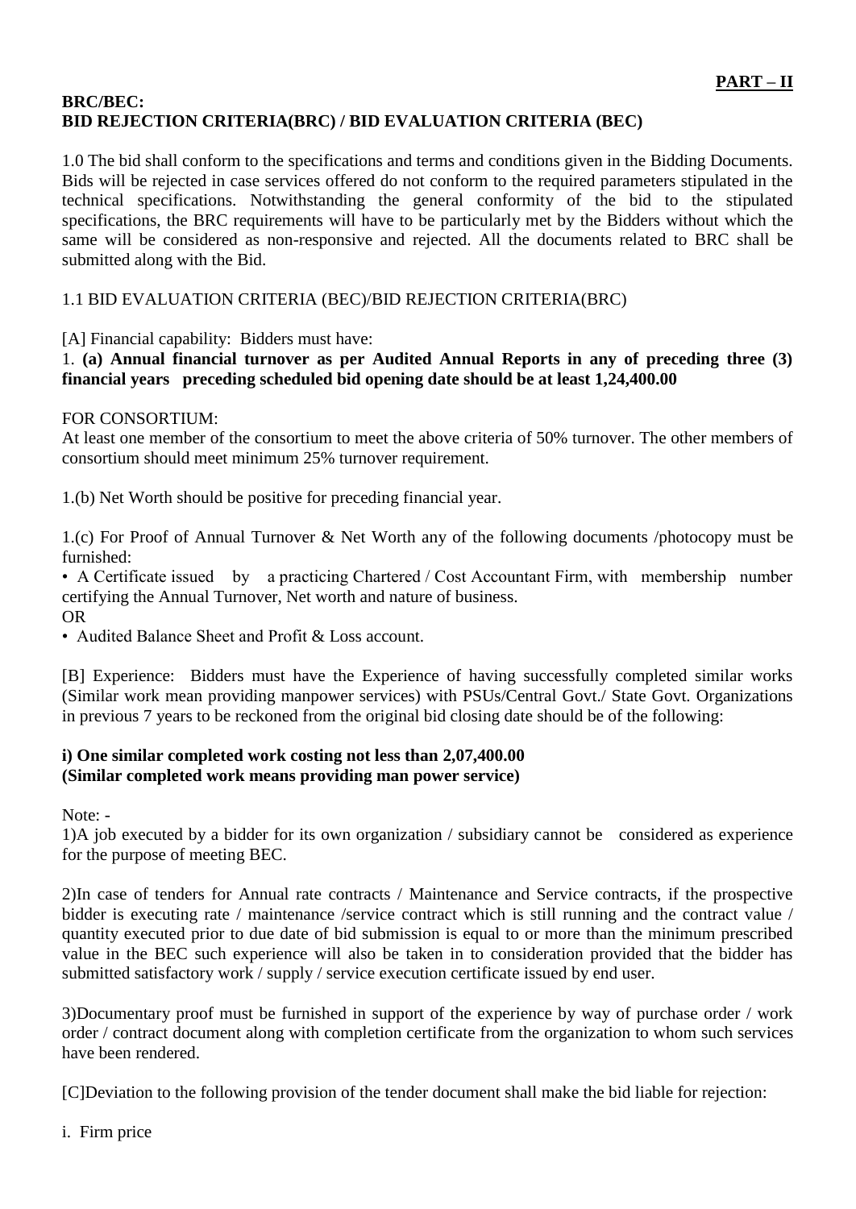**<u>PART – II</u>**

**BRC/BEC:**
**BID REJECTION CRITERIA(BRC) / BID EVALUATION CRITERIA (BEC)**

1.0 The bid shall conform to the specifications and terms and conditions given in the Bidding Documents. Bids will be rejected in case services offered do not conform to the required parameters stipulated in the technical specifications. Notwithstanding the general conformity of the bid to the stipulated specifications, the BRC requirements will have to be particularly met by the Bidders without which the same will be considered as non-responsive and rejected. All the documents related to BRC shall be submitted along with the Bid.

1.1 BID EVALUATION CRITERIA (BEC)/BID REJECTION CRITERIA(BRC)

[A] Financial capability: Bidders must have:

1. **(a) Annual financial turnover as per Audited Annual Reports in any of preceding three (3) financial years preceding scheduled bid opening date should be at least 1,24,400.00**

FOR CONSORTIUM:
At least one member of the consortium to meet the above criteria of 50% turnover. The other members of consortium should meet minimum 25% turnover requirement.

1.(b) Net Worth should be positive for preceding financial year.

1.(c) For Proof of Annual Turnover & Net Worth any of the following documents /photocopy must be furnished:

• A Certificate issued by a practicing Chartered / Cost Accountant Firm, with membership number certifying the Annual Turnover, Net worth and nature of business.

OR

• Audited Balance Sheet and Profit & Loss account.

[B] Experience: Bidders must have the Experience of having successfully completed similar works (Similar work mean providing manpower services) with PSUs/Central Govt./ State Govt. Organizations in previous 7 years to be reckoned from the original bid closing date should be of the following:

**i) One similar completed work costing not less than 2,07,400.00**
**(Similar completed work means providing man power service)**

Note: -

1)A job executed by a bidder for its own organization / subsidiary cannot be considered as experience for the purpose of meeting BEC.

2)In case of tenders for Annual rate contracts / Maintenance and Service contracts, if the prospective bidder is executing rate / maintenance /service contract which is still running and the contract value / quantity executed prior to due date of bid submission is equal to or more than the minimum prescribed value in the BEC such experience will also be taken in to consideration provided that the bidder has submitted satisfactory work / supply / service execution certificate issued by end user.

3)Documentary proof must be furnished in support of the experience by way of purchase order / work order / contract document along with completion certificate from the organization to whom such services have been rendered.

[C]Deviation to the following provision of the tender document shall make the bid liable for rejection:

i. Firm price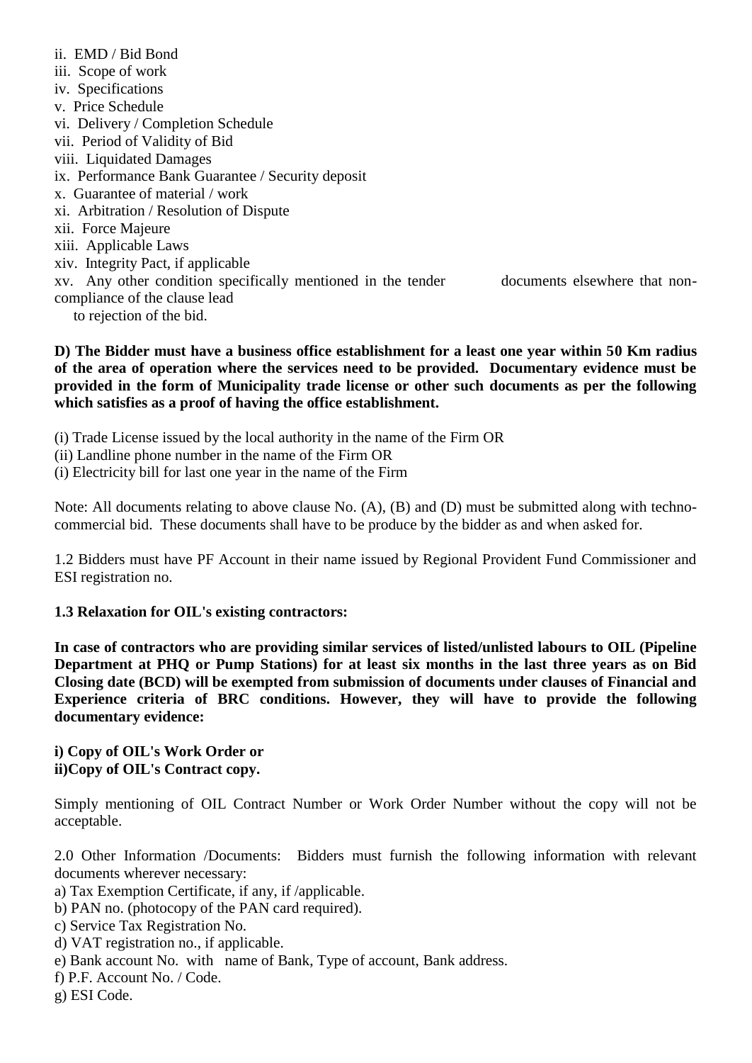ii. EMD / Bid Bond
iii. Scope of work
iv. Specifications
v. Price Schedule
vi. Delivery / Completion Schedule
vii. Period of Validity of Bid
viii. Liquidated Damages
ix. Performance Bank Guarantee / Security deposit
x. Guarantee of material / work
xi. Arbitration / Resolution of Dispute
xii. Force Majeure
xiii. Applicable Laws
xiv. Integrity Pact, if applicable
xv. Any other condition specifically mentioned in the tender documents elsewhere that non-compliance of the clause lead to rejection of the bid.

**D) The Bidder must have a business office establishment for a least one year within 50 Km radius of the area of operation where the services need to be provided. Documentary evidence must be provided in the form of Municipality trade license or other such documents as per the following which satisfies as a proof of having the office establishment.**

(i) Trade License issued by the local authority in the name of the Firm OR
(ii) Landline phone number in the name of the Firm OR
(i) Electricity bill for last one year in the name of the Firm

Note: All documents relating to above clause No. (A), (B) and (D) must be submitted along with techno-commercial bid. These documents shall have to be produce by the bidder as and when asked for.

1.2 Bidders must have PF Account in their name issued by Regional Provident Fund Commissioner and ESI registration no.

**1.3 Relaxation for OIL's existing contractors:**

**In case of contractors who are providing similar services of listed/unlisted labours to OIL (Pipeline Department at PHQ or Pump Stations) for at least six months in the last three years as on Bid Closing date (BCD) will be exempted from submission of documents under clauses of Financial and Experience criteria of BRC conditions. However, they will have to provide the following documentary evidence:**

**i) Copy of OIL's Work Order or**
**ii)Copy of OIL's Contract copy.**

Simply mentioning of OIL Contract Number or Work Order Number without the copy will not be acceptable.

2.0 Other Information /Documents: Bidders must furnish the following information with relevant documents wherever necessary:
a) Tax Exemption Certificate, if any, if /applicable.
b) PAN no. (photocopy of the PAN card required).
c) Service Tax Registration No.
d) VAT registration no., if applicable.
e) Bank account No. with name of Bank, Type of account, Bank address.
f) P.F. Account No. / Code.
g) ESI Code.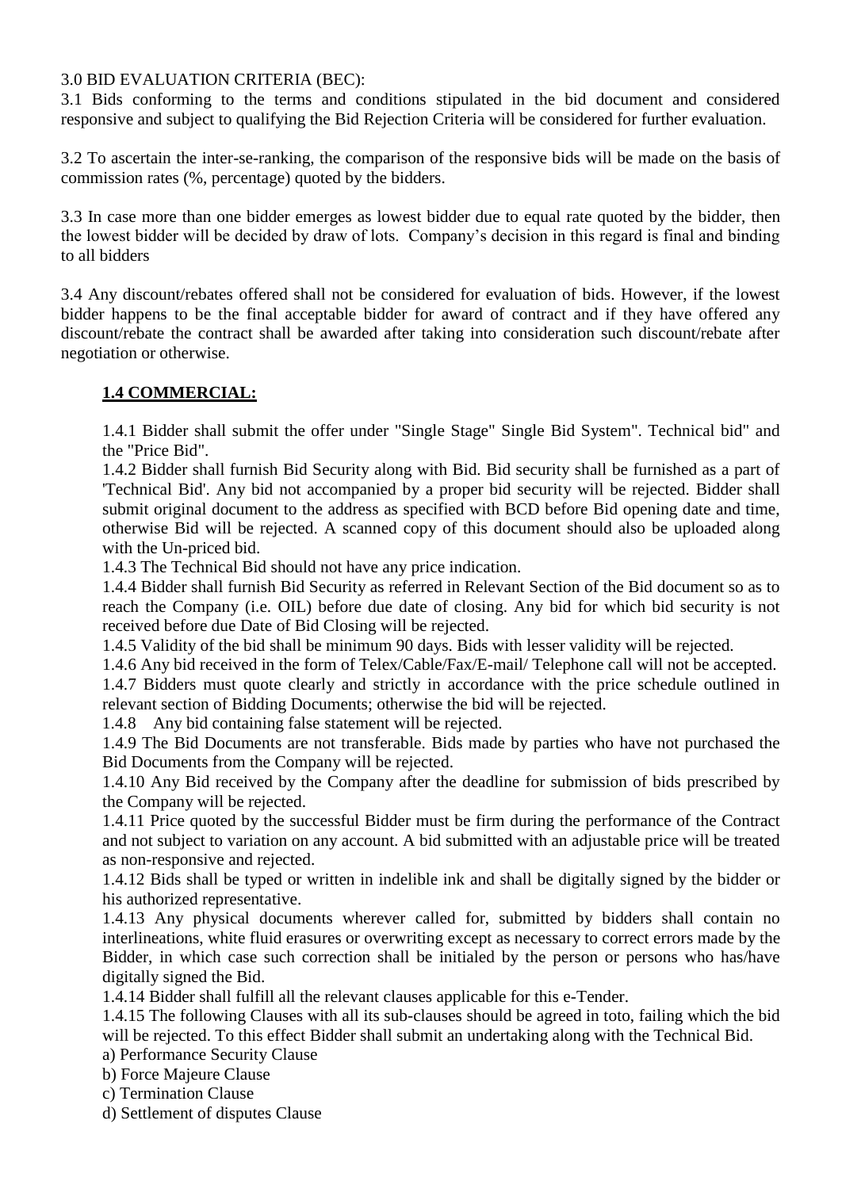3.0 BID EVALUATION CRITERIA (BEC):

3.1 Bids conforming to the terms and conditions stipulated in the bid document and considered responsive and subject to qualifying the Bid Rejection Criteria will be considered for further evaluation.

3.2 To ascertain the inter-se-ranking, the comparison of the responsive bids will be made on the basis of commission rates (%, percentage) quoted by the bidders.

3.3 In case more than one bidder emerges as lowest bidder due to equal rate quoted by the bidder, then the lowest bidder will be decided by draw of lots. Company's decision in this regard is final and binding to all bidders

3.4 Any discount/rebates offered shall not be considered for evaluation of bids. However, if the lowest bidder happens to be the final acceptable bidder for award of contract and if they have offered any discount/rebate the contract shall be awarded after taking into consideration such discount/rebate after negotiation or otherwise.

**1.4 COMMERCIAL:**

1.4.1 Bidder shall submit the offer under "Single Stage" Single Bid System". Technical bid" and the "Price Bid".

1.4.2 Bidder shall furnish Bid Security along with Bid. Bid security shall be furnished as a part of 'Technical Bid'. Any bid not accompanied by a proper bid security will be rejected. Bidder shall submit original document to the address as specified with BCD before Bid opening date and time, otherwise Bid will be rejected. A scanned copy of this document should also be uploaded along with the Un-priced bid.

1.4.3 The Technical Bid should not have any price indication.

1.4.4 Bidder shall furnish Bid Security as referred in Relevant Section of the Bid document so as to reach the Company (i.e. OIL) before due date of closing. Any bid for which bid security is not received before due Date of Bid Closing will be rejected.

1.4.5 Validity of the bid shall be minimum 90 days. Bids with lesser validity will be rejected.

1.4.6 Any bid received in the form of Telex/Cable/Fax/E-mail/ Telephone call will not be accepted.

1.4.7 Bidders must quote clearly and strictly in accordance with the price schedule outlined in relevant section of Bidding Documents; otherwise the bid will be rejected.

1.4.8 Any bid containing false statement will be rejected.

1.4.9 The Bid Documents are not transferable. Bids made by parties who have not purchased the Bid Documents from the Company will be rejected.

1.4.10 Any Bid received by the Company after the deadline for submission of bids prescribed by the Company will be rejected.

1.4.11 Price quoted by the successful Bidder must be firm during the performance of the Contract and not subject to variation on any account. A bid submitted with an adjustable price will be treated as non-responsive and rejected.

1.4.12 Bids shall be typed or written in indelible ink and shall be digitally signed by the bidder or his authorized representative.

1.4.13 Any physical documents wherever called for, submitted by bidders shall contain no interlineations, white fluid erasures or overwriting except as necessary to correct errors made by the Bidder, in which case such correction shall be initialed by the person or persons who has/have digitally signed the Bid.

1.4.14 Bidder shall fulfill all the relevant clauses applicable for this e-Tender.

1.4.15 The following Clauses with all its sub-clauses should be agreed in toto, failing which the bid will be rejected. To this effect Bidder shall submit an undertaking along with the Technical Bid.

a) Performance Security Clause

b) Force Majeure Clause

c) Termination Clause

d) Settlement of disputes Clause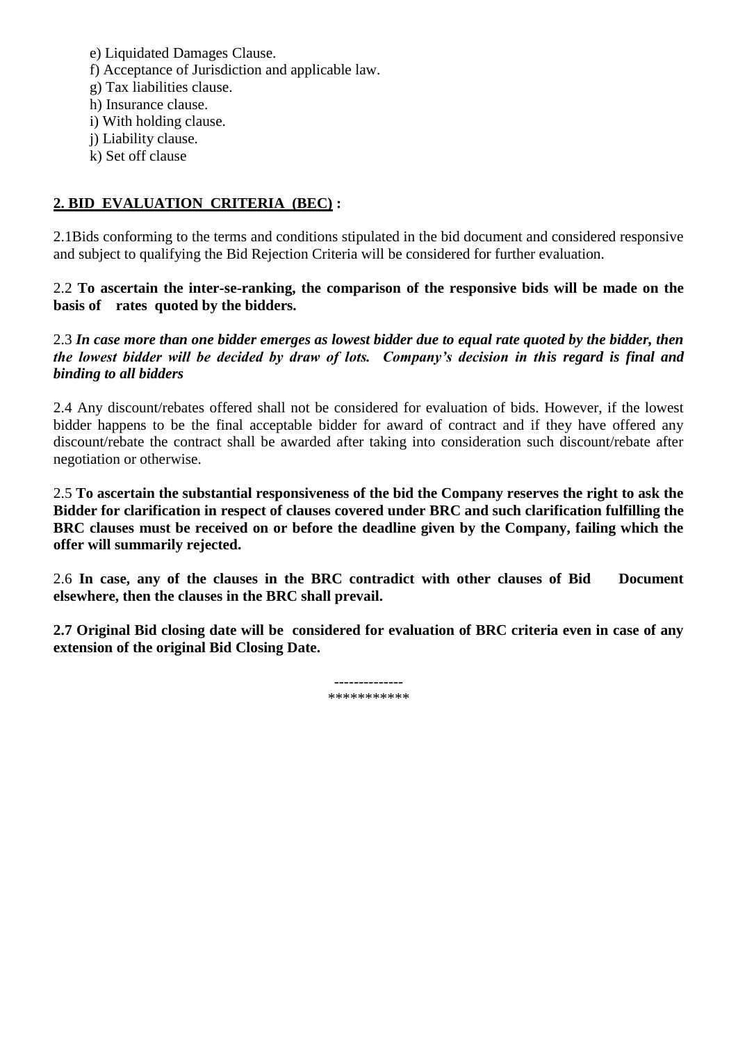e) Liquidated Damages Clause.
f) Acceptance of Jurisdiction and applicable law.
g) Tax liabilities clause.
h) Insurance clause.
i) With holding clause.
j) Liability clause.
k) Set off clause

## 2. BID EVALUATION CRITERIA (BEC) :

2.1Bids conforming to the terms and conditions stipulated in the bid document and considered responsive and subject to qualifying the Bid Rejection Criteria will be considered for further evaluation.

2.2 **To ascertain the inter-se-ranking, the comparison of the responsive bids will be made on the basis of rates quoted by the bidders.**

2.3 ***In case more than one bidder emerges as lowest bidder due to equal rate quoted by the bidder, then the lowest bidder will be decided by draw of lots. Company's decision in this regard is final and binding to all bidders***

2.4 Any discount/rebates offered shall not be considered for evaluation of bids. However, if the lowest bidder happens to be the final acceptable bidder for award of contract and if they have offered any discount/rebate the contract shall be awarded after taking into consideration such discount/rebate after negotiation or otherwise.

2.5 **To ascertain the substantial responsiveness of the bid the Company reserves the right to ask the Bidder for clarification in respect of clauses covered under BRC and such clarification fulfilling the BRC clauses must be received on or before the deadline given by the Company, failing which the offer will summarily rejected.**

2.6 **In case, any of the clauses in the BRC contradict with other clauses of Bid Document elsewhere, then the clauses in the BRC shall prevail.**

**2.7 Original Bid closing date will be considered for evaluation of BRC criteria even in case of any extension of the original Bid Closing Date.**

--------------
***********